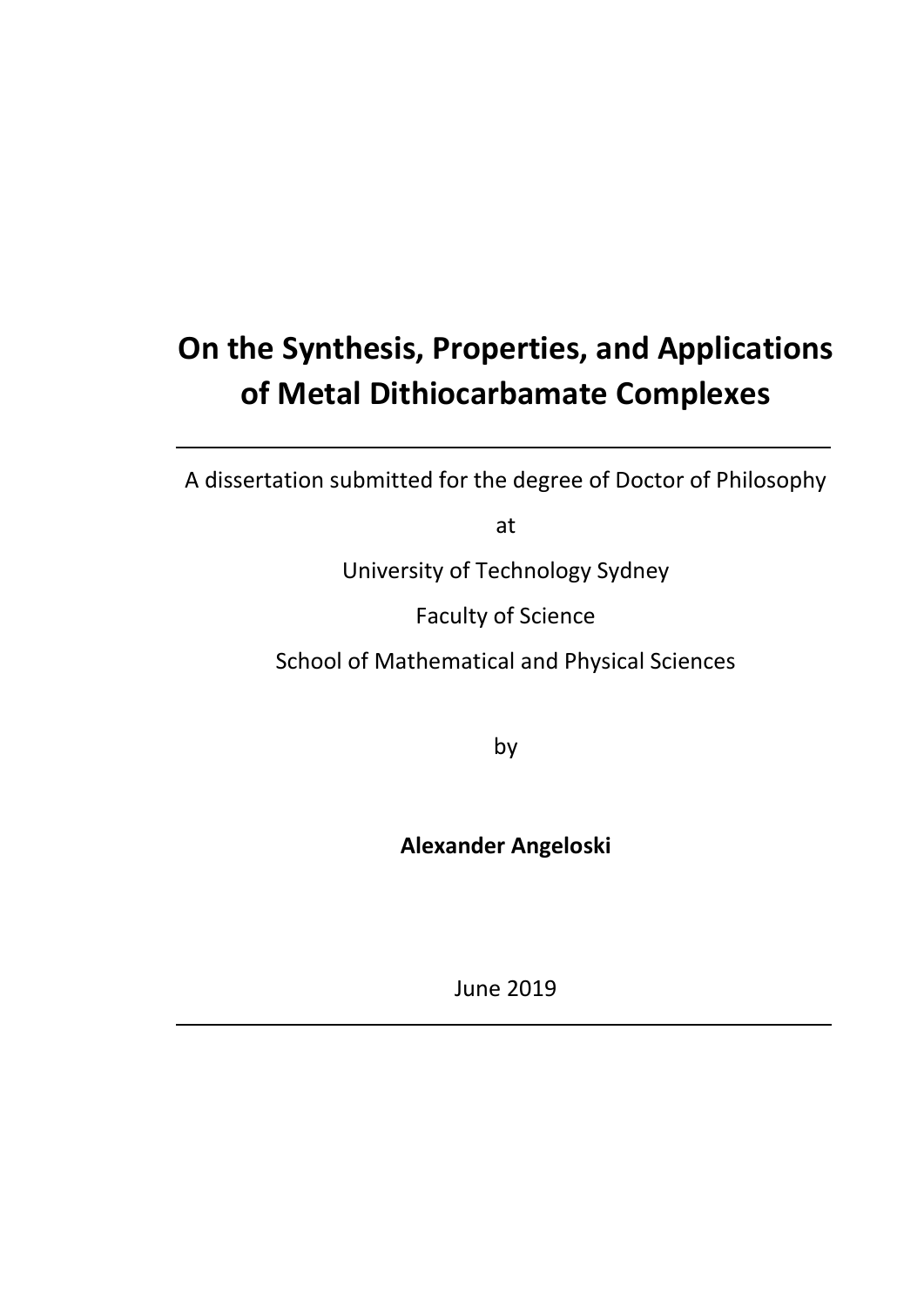# On the Synthesis, Properties, and Applications of Metal Dithiocarbamate Complexes

---

A dissertation submitted for the degree of Doctor of Philosophy

at

University of Technology Sydney

Faculty of Science

School of Mathematical and Physical Sciences

by

**Alexander Angeloski**

June 2019

---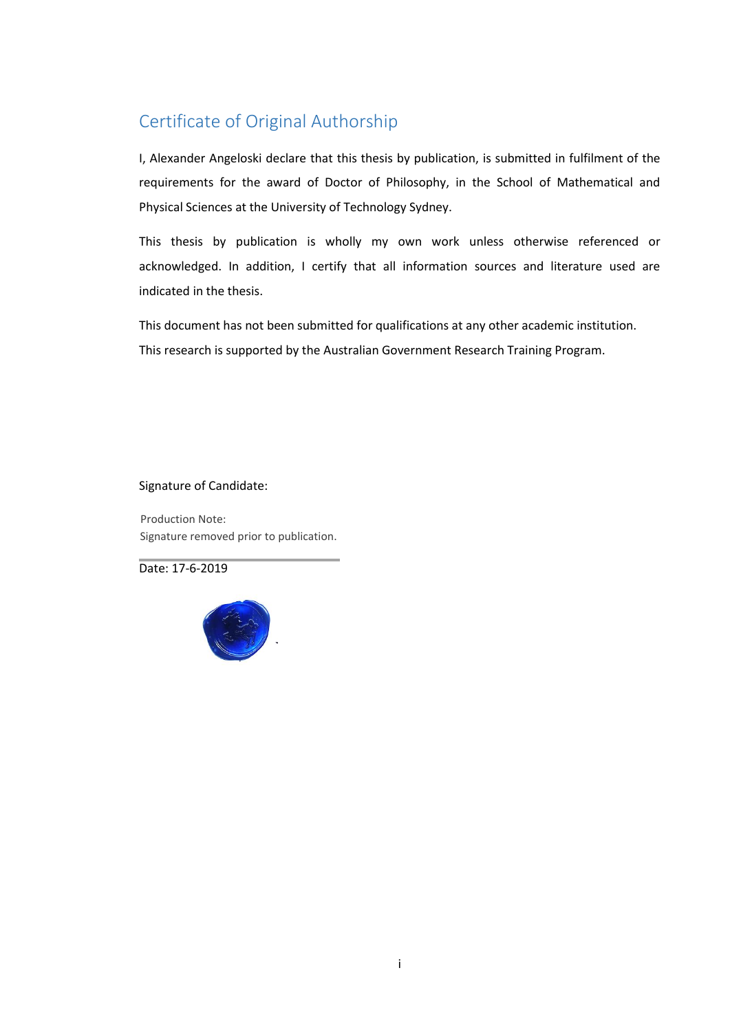## Certificate of Original Authorship

I, Alexander Angeloski declare that this thesis by publication, is submitted in fulfilment of the requirements for the award of Doctor of Philosophy, in the School of Mathematical and Physical Sciences at the University of Technology Sydney.

This thesis by publication is wholly my own work unless otherwise referenced or acknowledged. In addition, I certify that all information sources and literature used are indicated in the thesis.

This document has not been submitted for qualifications at any other academic institution.

This research is supported by the Australian Government Research Training Program.

Signature of Candidate:

Production Note:
Signature removed prior to publication.

Date: 17-6-2019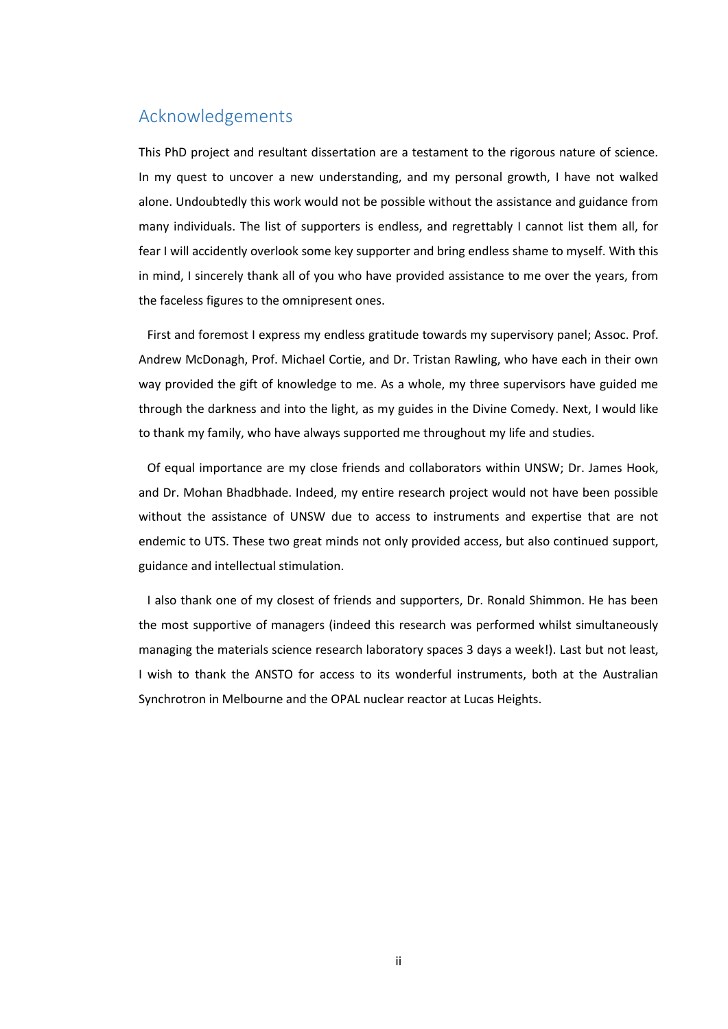## Acknowledgements

This PhD project and resultant dissertation are a testament to the rigorous nature of science. In my quest to uncover a new understanding, and my personal growth, I have not walked alone. Undoubtedly this work would not be possible without the assistance and guidance from many individuals. The list of supporters is endless, and regrettably I cannot list them all, for fear I will accidently overlook some key supporter and bring endless shame to myself. With this in mind, I sincerely thank all of you who have provided assistance to me over the years, from the faceless figures to the omnipresent ones.

First and foremost I express my endless gratitude towards my supervisory panel; Assoc. Prof. Andrew McDonagh, Prof. Michael Cortie, and Dr. Tristan Rawling, who have each in their own way provided the gift of knowledge to me. As a whole, my three supervisors have guided me through the darkness and into the light, as my guides in the Divine Comedy. Next, I would like to thank my family, who have always supported me throughout my life and studies.

Of equal importance are my close friends and collaborators within UNSW; Dr. James Hook, and Dr. Mohan Bhadbhade. Indeed, my entire research project would not have been possible without the assistance of UNSW due to access to instruments and expertise that are not endemic to UTS. These two great minds not only provided access, but also continued support, guidance and intellectual stimulation.

I also thank one of my closest of friends and supporters, Dr. Ronald Shimmon. He has been the most supportive of managers (indeed this research was performed whilst simultaneously managing the materials science research laboratory spaces 3 days a week!). Last but not least, I wish to thank the ANSTO for access to its wonderful instruments, both at the Australian Synchrotron in Melbourne and the OPAL nuclear reactor at Lucas Heights.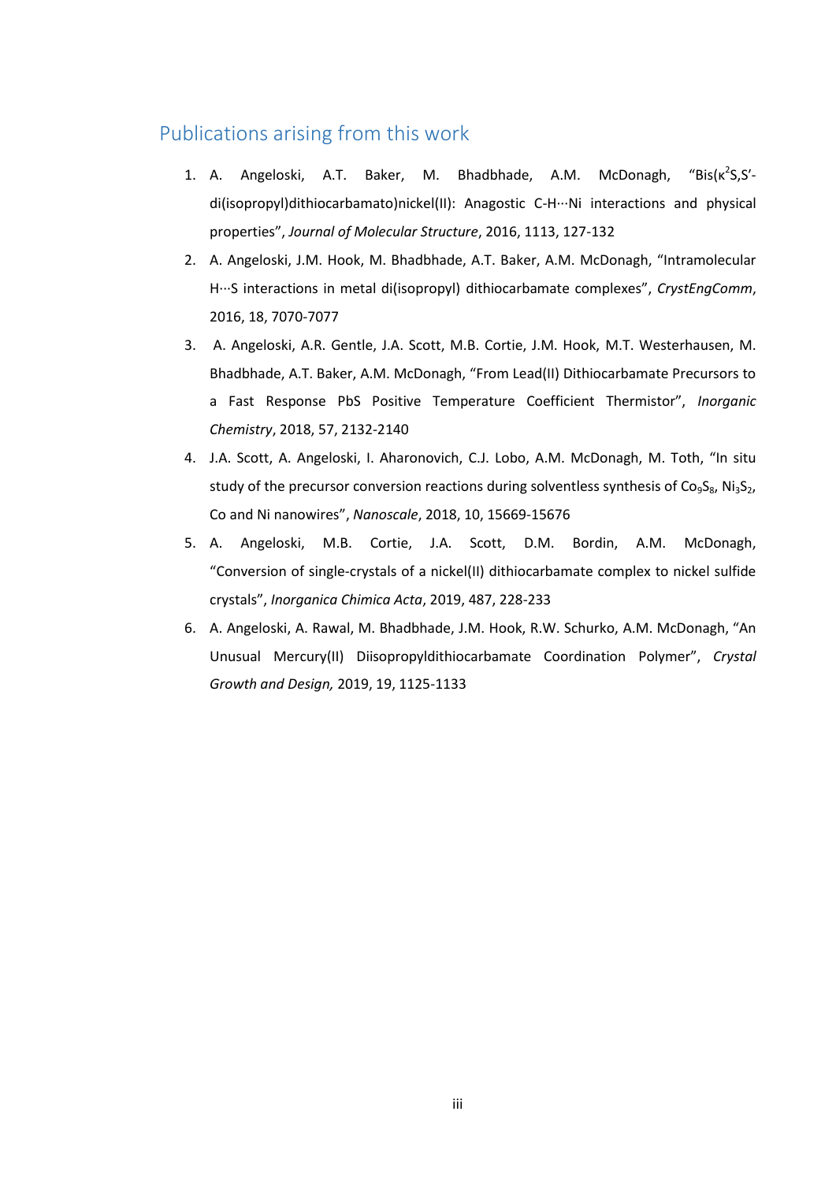## Publications arising from this work

1. A. Angeloski, A.T. Baker, M. Bhadbhade, A.M. McDonagh, "Bis(κ$^2$S,S′-di(isopropyl)dithiocarbamato)nickel(II): Anagostic C-H···Ni interactions and physical properties", *Journal of Molecular Structure*, 2016, 1113, 127-132
2. A. Angeloski, J.M. Hook, M. Bhadbhade, A.T. Baker, A.M. McDonagh, "Intramolecular H···S interactions in metal di(isopropyl) dithiocarbamate complexes", *CrystEngComm*, 2016, 18, 7070-7077
3. A. Angeloski, A.R. Gentle, J.A. Scott, M.B. Cortie, J.M. Hook, M.T. Westerhausen, M. Bhadbhade, A.T. Baker, A.M. McDonagh, "From Lead(II) Dithiocarbamate Precursors to a Fast Response PbS Positive Temperature Coefficient Thermistor", *Inorganic Chemistry*, 2018, 57, 2132-2140
4. J.A. Scott, A. Angeloski, I. Aharonovich, C.J. Lobo, A.M. McDonagh, M. Toth, "In situ study of the precursor conversion reactions during solventless synthesis of $Co_9S_8$, $Ni_3S_2$, Co and Ni nanowires", *Nanoscale*, 2018, 10, 15669-15676
5. A. Angeloski, M.B. Cortie, J.A. Scott, D.M. Bordin, A.M. McDonagh, "Conversion of single-crystals of a nickel(II) dithiocarbamate complex to nickel sulfide crystals", *Inorganica Chimica Acta*, 2019, 487, 228-233
6. A. Angeloski, A. Rawal, M. Bhadbhade, J.M. Hook, R.W. Schurko, A.M. McDonagh, "An Unusual Mercury(II) Diisopropyldithiocarbamate Coordination Polymer", *Crystal Growth and Design,* 2019, 19, 1125-1133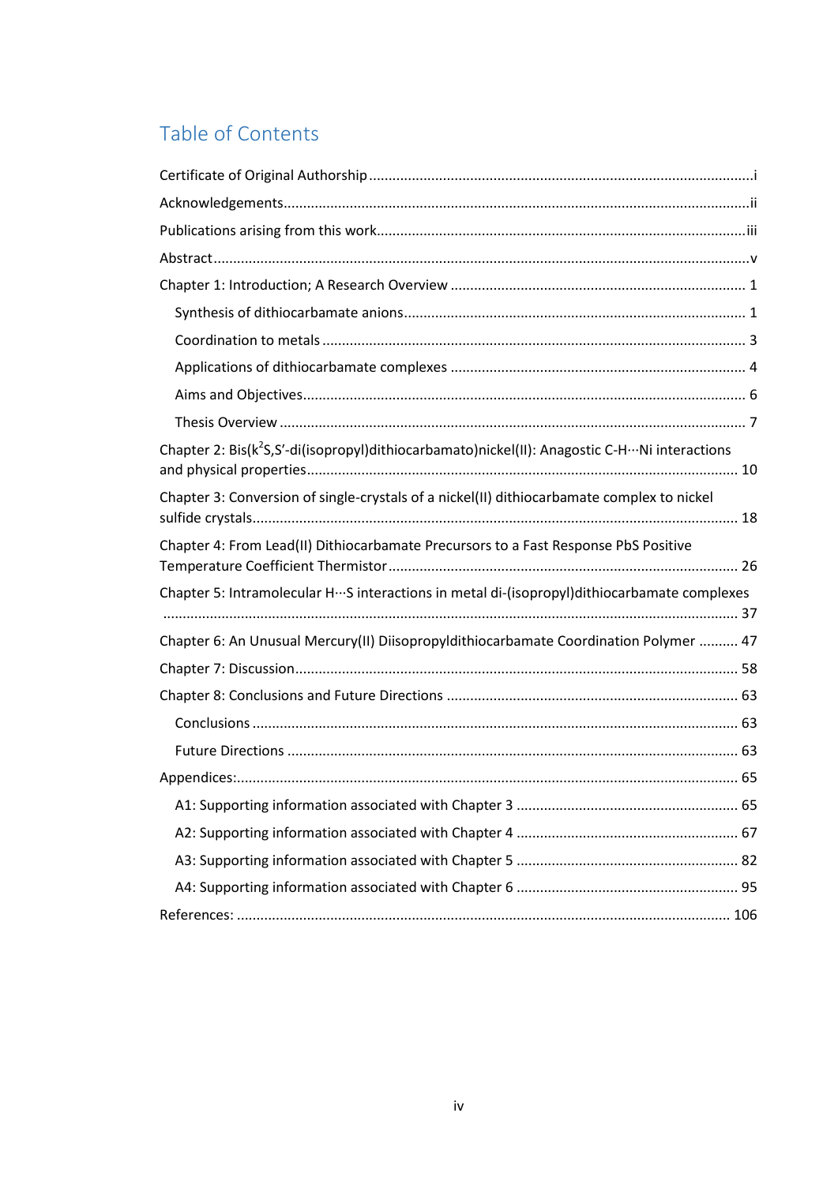# Table of Contents

Certificate of Original Authorship ........................................................................................i

Acknowledgements..............................................................................................................ii

Publications arising from this work......................................................................................iii

Abstract .................................................................................................................................v

Chapter 1: Introduction; A Research Overview ................................................................... 1

- Synthesis of dithiocarbamate anions................................................................................ 1
- Coordination to metals .................................................................................................... 3
- Applications of dithiocarbamate complexes .................................................................... 4
- Aims and Objectives......................................................................................................... 6
- Thesis Overview ............................................................................................................... 7

Chapter 2: Bis($k^2$S,S′-di(isopropyl)dithiocarbamato)nickel(II): Anagostic C-H···Ni interactions and physical properties...................................................................................... 10

Chapter 3: Conversion of single-crystals of a nickel(II) dithiocarbamate complex to nickel sulfide crystals.................................................................................................................. 18

Chapter 4: From Lead(II) Dithiocarbamate Precursors to a Fast Response PbS Positive Temperature Coefficient Thermistor .................................................................................. 26

Chapter 5: Intramolecular H···S interactions in metal di-(isopropyl)dithiocarbamate complexes ........................................................................................................................... 37

Chapter 6: An Unusual Mercury(II) Diisopropyldithiocarbamate Coordination Polymer .......... 47

Chapter 7: Discussion.......................................................................................................... 58

Chapter 8: Conclusions and Future Directions .................................................................... 63

- Conclusions .................................................................................................................... 63
- Future Directions ............................................................................................................ 63

Appendices:........................................................................................................................ 65

- A1: Supporting information associated with Chapter 3 .................................................. 65
- A2: Supporting information associated with Chapter 4 .................................................. 67
- A3: Supporting information associated with Chapter 5 .................................................. 82
- A4: Supporting information associated with Chapter 6 .................................................. 95

References: ....................................................................................................................... 106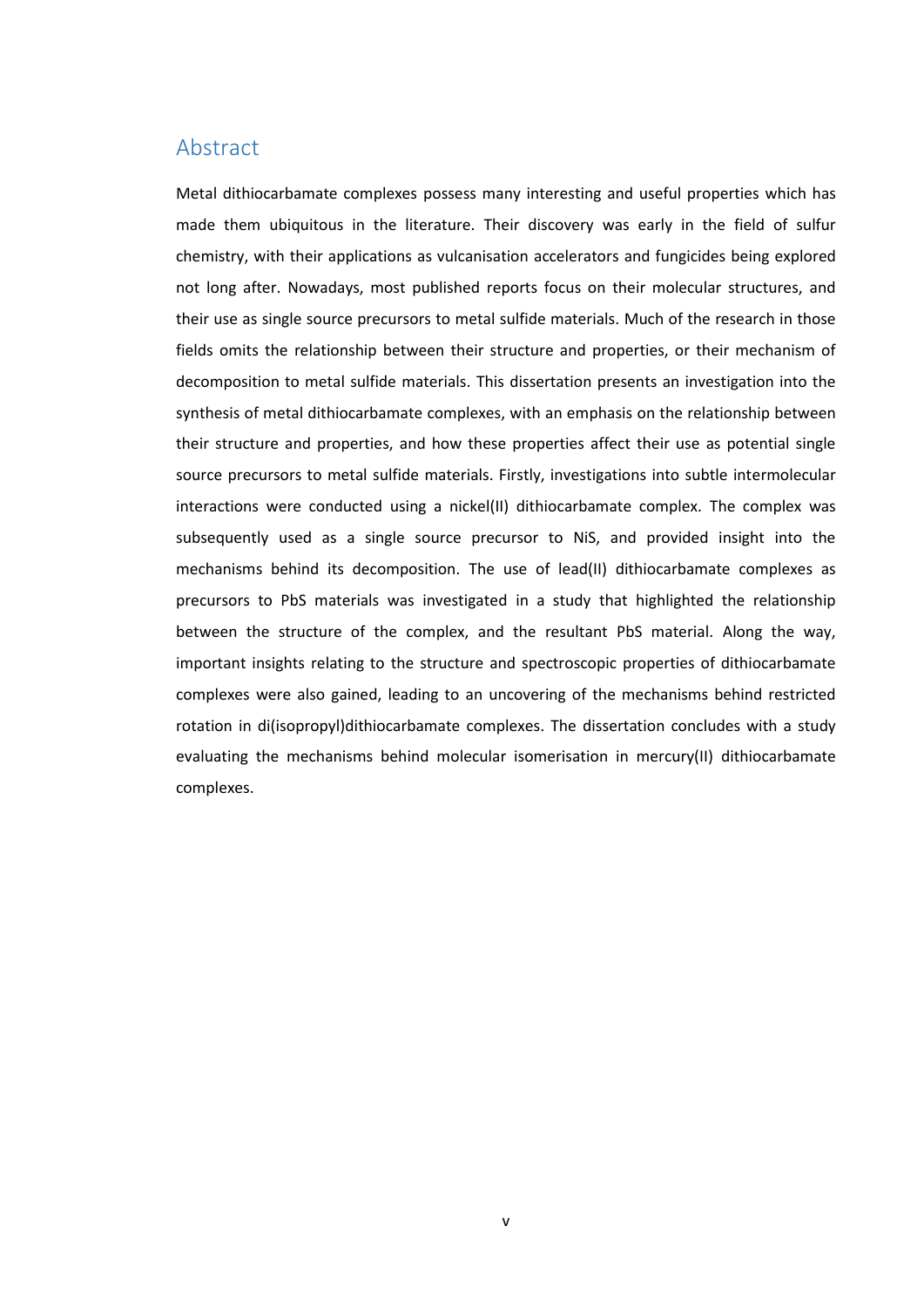## Abstract

Metal dithiocarbamate complexes possess many interesting and useful properties which has made them ubiquitous in the literature. Their discovery was early in the field of sulfur chemistry, with their applications as vulcanisation accelerators and fungicides being explored not long after. Nowadays, most published reports focus on their molecular structures, and their use as single source precursors to metal sulfide materials. Much of the research in those fields omits the relationship between their structure and properties, or their mechanism of decomposition to metal sulfide materials. This dissertation presents an investigation into the synthesis of metal dithiocarbamate complexes, with an emphasis on the relationship between their structure and properties, and how these properties affect their use as potential single source precursors to metal sulfide materials. Firstly, investigations into subtle intermolecular interactions were conducted using a nickel(II) dithiocarbamate complex. The complex was subsequently used as a single source precursor to NiS, and provided insight into the mechanisms behind its decomposition. The use of lead(II) dithiocarbamate complexes as precursors to PbS materials was investigated in a study that highlighted the relationship between the structure of the complex, and the resultant PbS material. Along the way, important insights relating to the structure and spectroscopic properties of dithiocarbamate complexes were also gained, leading to an uncovering of the mechanisms behind restricted rotation in di(isopropyl)dithiocarbamate complexes. The dissertation concludes with a study evaluating the mechanisms behind molecular isomerisation in mercury(II) dithiocarbamate complexes.